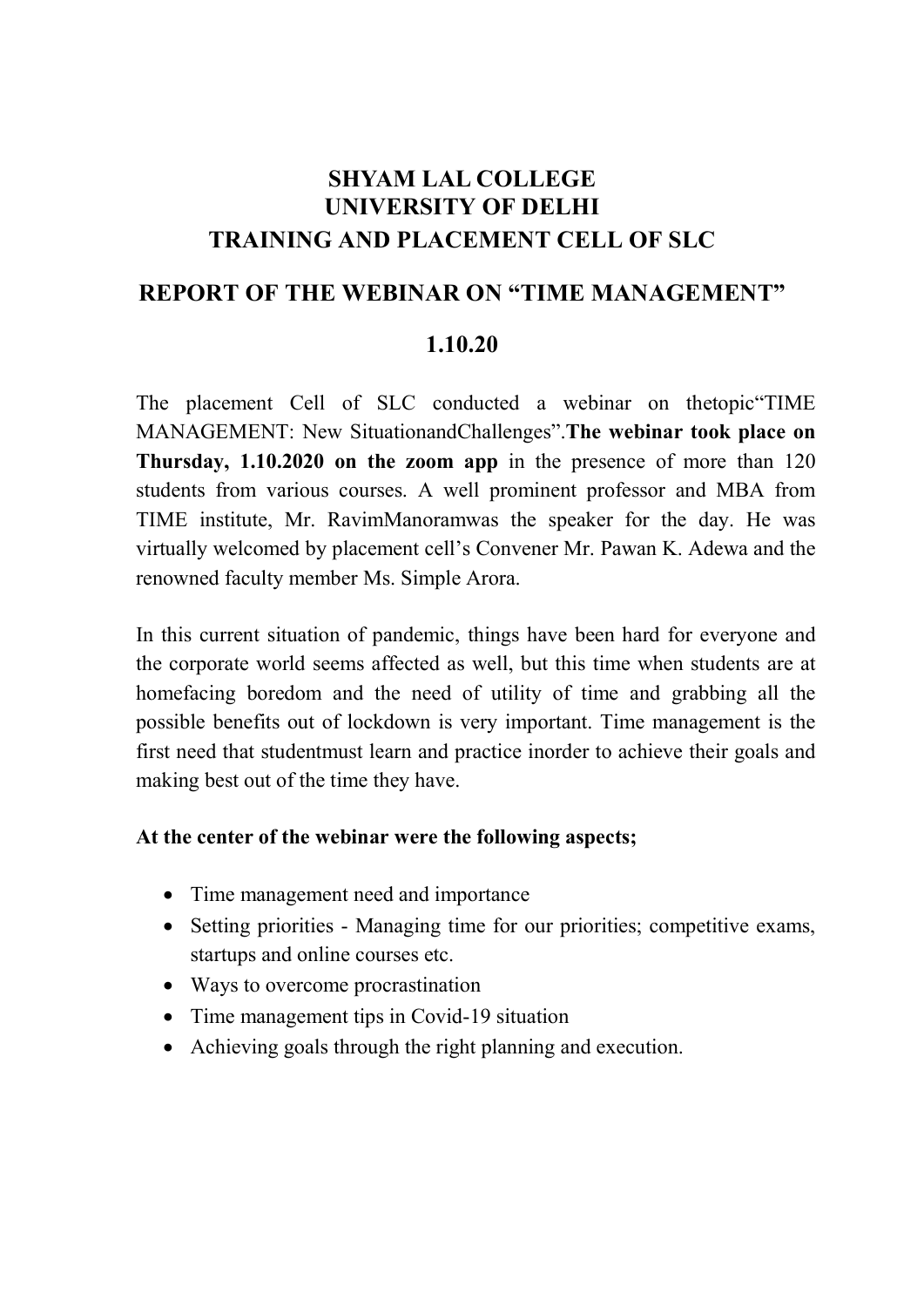# SHYAM LAL COLLEGE
# UNIVERSITY OF DELHI
# TRAINING AND PLACEMENT CELL OF SLC

## REPORT OF THE WEBINAR ON "TIME MANAGEMENT"

## 1.10.20

The placement Cell of SLC conducted a webinar on thetopic"TIME MANAGEMENT: New SituationandChallenges".**The webinar took place on Thursday, 1.10.2020 on the zoom app** in the presence of more than 120 students from various courses. A well prominent professor and MBA from TIME institute, Mr. RavimManoramwas the speaker for the day. He was virtually welcomed by placement cell's Convener Mr. Pawan K. Adewa and the renowned faculty member Ms. Simple Arora.

In this current situation of pandemic, things have been hard for everyone and the corporate world seems affected as well, but this time when students are at homefacing boredom and the need of utility of time and grabbing all the possible benefits out of lockdown is very important. Time management is the first need that studentmust learn and practice inorder to achieve their goals and making best out of the time they have.

**At the center of the webinar were the following aspects;**

- Time management need and importance
- Setting priorities - Managing time for our priorities; competitive exams, startups and online courses etc.
- Ways to overcome procrastination
- Time management tips in Covid-19 situation
- Achieving goals through the right planning and execution.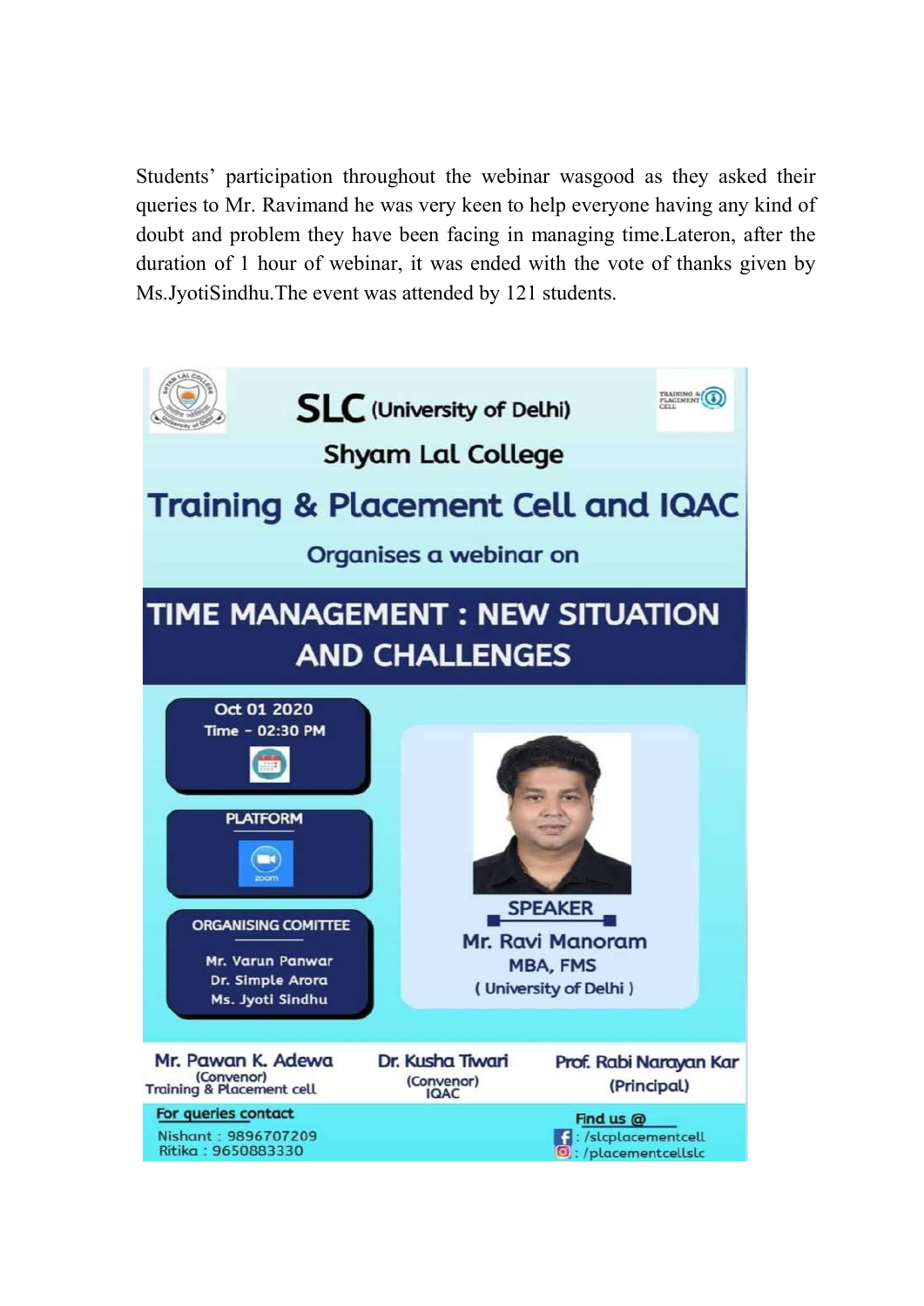Students' participation throughout the webinar wasgood as they asked their queries to Mr. Ravimand he was very keen to help everyone having any kind of doubt and problem they have been facing in managing time.Lateron, after the duration of 1 hour of webinar, it was ended with the vote of thanks given by Ms.JyotiSindhu.The event was attended by 121 students.

**SLC (University of Delhi)**

**Shyam Lal College**

## Training & Placement Cell and IQAC

Organises a webinar on

## TIME MANAGEMENT : NEW SITUATION AND CHALLENGES

Oct 01 2020
Time - 02:30 PM

PLATFORM
zoom

ORGANISING COMITTEE
Mr. Varun Panwar
Dr. Simple Arora
Ms. Jyoti Sindhu

SPEAKER
Mr. Ravi Manoram
MBA, FMS
( University of Delhi )

Mr. Pawan K. Adewa (Convenor) Training & Placement cell

Dr. Kusha Tiwari (Convenor) IQAC

Prof. Rabi Narayan Kar (Principal)

For queries contact
Nishant : 9896707209
Ritika : 9650883330

Find us @
: /slcplacementcell
: /placementcellslc